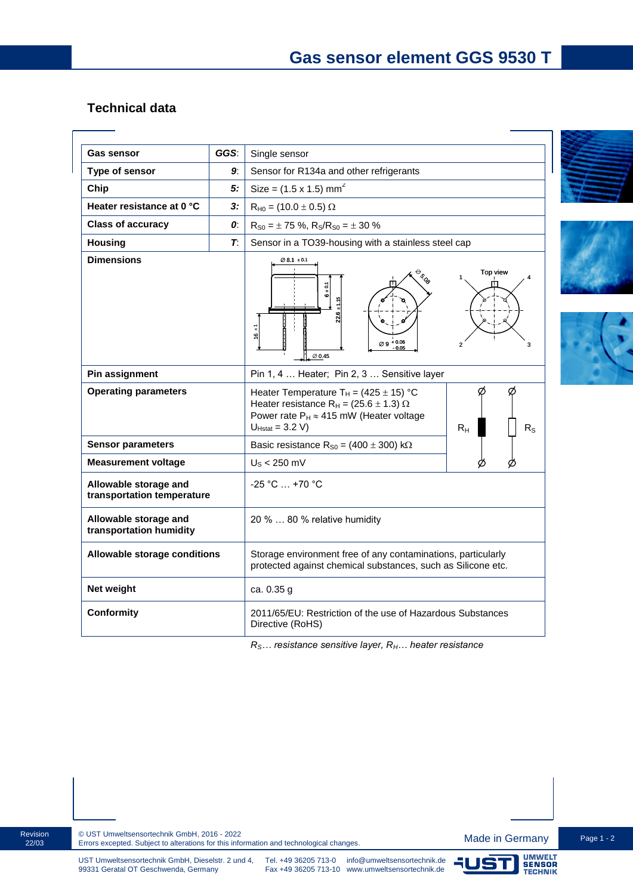# Gas sensor element GGS 9530 T

## Technical data

| Gas sensor | GGS: | Single sensor |
|---|---|---|
| Type of sensor | 9: | Sensor for R134a and other refrigerants |
| Chip | 5: | Size = (1.5 x 1.5) $mm^2$ |
| Heater resistance at 0 °C | 3: | $R_{H0}$ = (10.0 ± 0.5) Ω |
| Class of accuracy | 0: | $R_{S0}$ = ± 75 %, $R_S/R_{S0}$ = ± 30 % |
| Housing | T: | Sensor in a TO39-housing with a stainless steel cap |
| Dimensions | | Ø 8.1 ±0.1; 6 ± 0.1; 22.6 ± 1.15; 16 ±1; Ø 0.45; Ø 5.08; Ø 9 +0.06 −0.05; Top view: 1, 2, 3, 4 |
| Pin assignment | | Pin 1, 4 … Heater; Pin 2, 3 … Sensitive layer |
| Operating parameters | | Heater Temperature $T_H$ = (425 ± 15) °C<br>Heater resistance $R_H$ = (25.6 ± 1.3) Ω<br>Power rate $P_H$ ≈ 415 mW (Heater voltage $U_{Hstat}$ = 3.2 V) |
| Sensor parameters | | Basic resistance $R_{S0}$ = (400 ± 300) kΩ |
| Measurement voltage | | $U_S$ < 250 mV |
| Allowable storage and transportation temperature | | -25 °C … +70 °C |
| Allowable storage and transportation humidity | | 20 % … 80 % relative humidity |
| Allowable storage conditions | | Storage environment free of any contaminations, particularly protected against chemical substances, such as Silicone etc. |
| Net weight | | ca. 0.35 g |
| Conformity | | 2011/65/EU: Restriction of the use of Hazardous Substances Directive (RoHS) |

*$R_S$… resistance sensitive layer, $R_H$… heater resistance*

Revision 22/03

© UST Umweltsensortechnik GmbH, 2016 - 2022
Errors excepted. Subject to alterations for this information and technological changes.

Made in Germany

UST Umweltsensortechnik GmbH, Dieselstr. 2 und 4, 99331 Geratal OT Geschwenda, Germany
Tel. +49 36205 713-0 Fax +49 36205 713-10
info@umweltsensortechnik.de www.umweltsensortechnik.de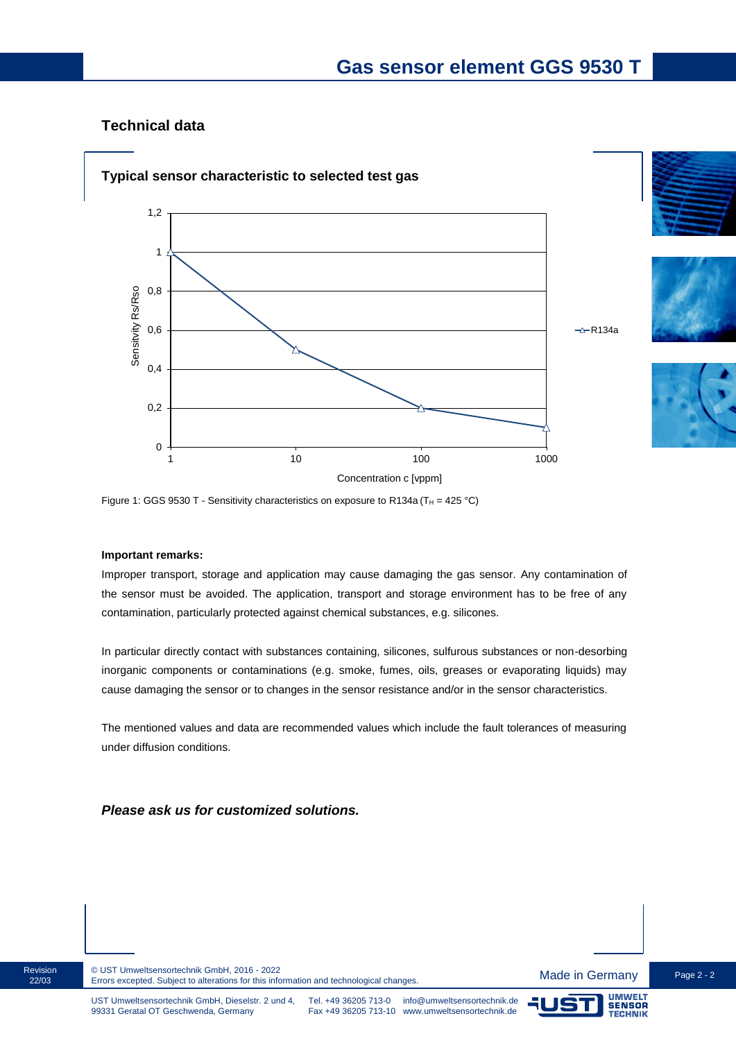## Technical data

### Typical sensor characteristic to selected test gas

1,2
1
0,8
0,6
0,4
0,2
0

Sensitvity Rs/Rso

1
10
100
1000

Concentration c [vppm]

R134a

Figure 1: GGS 9530 T - Sensitivity characteristics on exposure to R134a ($T_H$ = 425 °C)

**Important remarks:**

Improper transport, storage and application may cause damaging the gas sensor. Any contamination of the sensor must be avoided. The application, transport and storage environment has to be free of any contamination, particularly protected against chemical substances, e.g. silicones.

In particular directly contact with substances containing, silicones, sulfurous substances or non-desorbing inorganic components or contaminations (e.g. smoke, fumes, oils, greases or evaporating liquids) may cause damaging the sensor or to changes in the sensor resistance and/or in the sensor characteristics.

The mentioned values and data are recommended values which include the fault tolerances of measuring under diffusion conditions.

***Please ask us for customized solutions.***